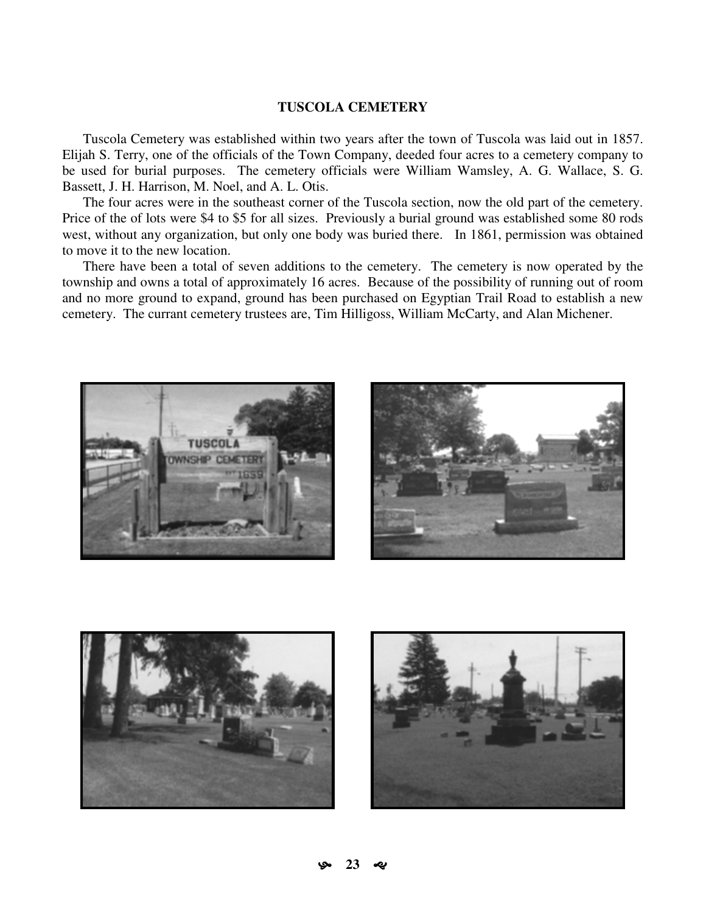## TUSCOLA CEMETERY

Tuscola Cemetery was established within two years after the town of Tuscola was laid out in 1857. Elijah S. Terry, one of the officials of the Town Company, deeded four acres to a cemetery company to be used for burial purposes. The cemetery officials were William Wamsley, A. G. Wallace, S. G. Bassett, J. H. Harrison, M. Noel, and A. L. Otis.

The four acres were in the southeast corner of the Tuscola section, now the old part of the cemetery. Price of the of lots were $4 to $5 for all sizes. Previously a burial ground was established some 80 rods west, without any organization, but only one body was buried there. In 1861, permission was obtained to move it to the new location.

There have been a total of seven additions to the cemetery. The cemetery is now operated by the township and owns a total of approximately 16 acres. Because of the possibility of running out of room and no more ground to expand, ground has been purchased on Egyptian Trail Road to establish a new cemetery. The currant cemetery trustees are, Tim Hilligoss, William McCarty, and Alan Michener.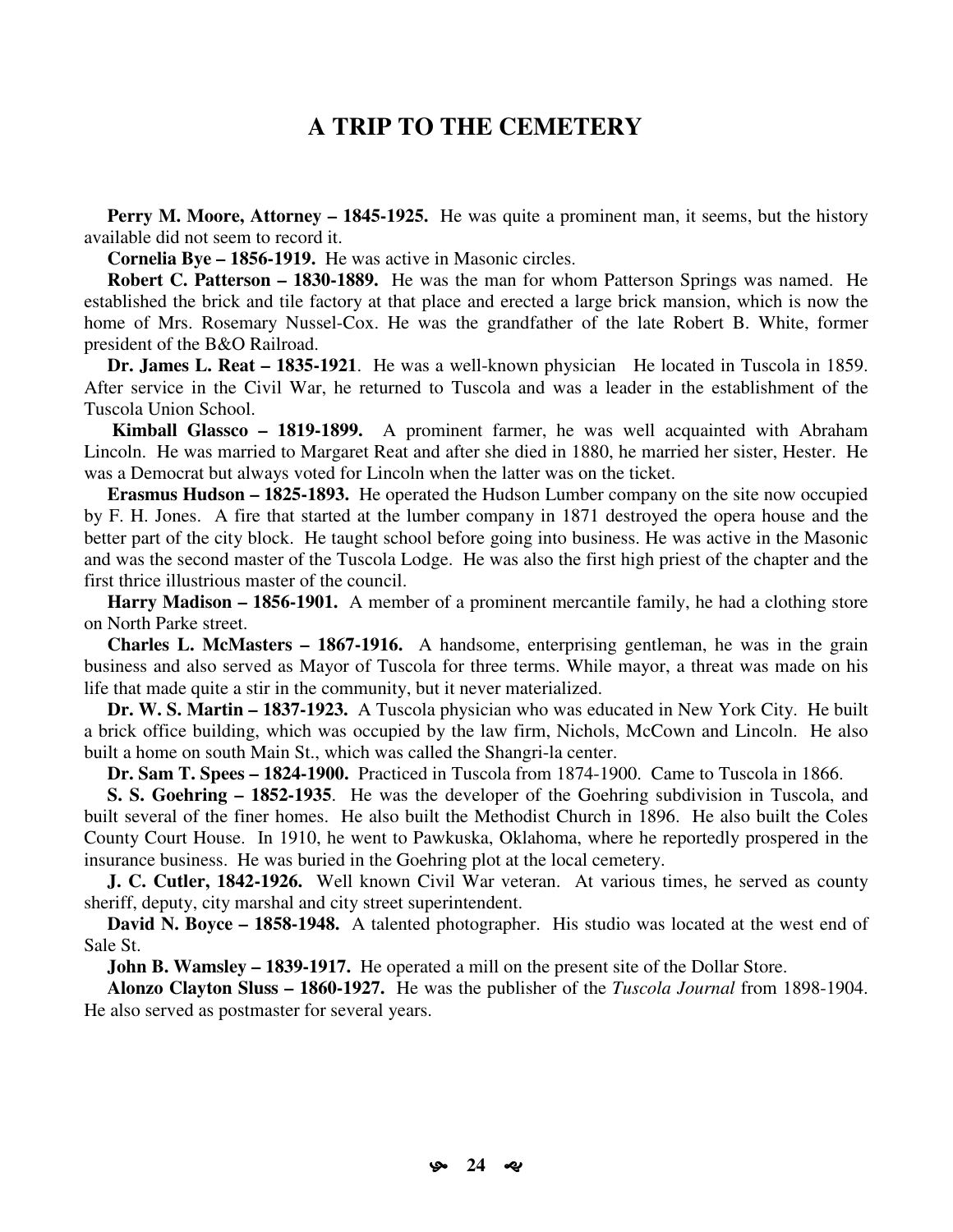# A TRIP TO THE CEMETERY

**Perry M. Moore, Attorney – 1845-1925.** He was quite a prominent man, it seems, but the history available did not seem to record it.

**Cornelia Bye – 1856-1919.** He was active in Masonic circles.

**Robert C. Patterson – 1830-1889.** He was the man for whom Patterson Springs was named. He established the brick and tile factory at that place and erected a large brick mansion, which is now the home of Mrs. Rosemary Nussel-Cox. He was the grandfather of the late Robert B. White, former president of the B&O Railroad.

**Dr. James L. Reat – 1835-1921**. He was a well-known physician He located in Tuscola in 1859. After service in the Civil War, he returned to Tuscola and was a leader in the establishment of the Tuscola Union School.

**Kimball Glassco – 1819-1899.** A prominent farmer, he was well acquainted with Abraham Lincoln. He was married to Margaret Reat and after she died in 1880, he married her sister, Hester. He was a Democrat but always voted for Lincoln when the latter was on the ticket.

**Erasmus Hudson – 1825-1893.** He operated the Hudson Lumber company on the site now occupied by F. H. Jones. A fire that started at the lumber company in 1871 destroyed the opera house and the better part of the city block. He taught school before going into business. He was active in the Masonic and was the second master of the Tuscola Lodge. He was also the first high priest of the chapter and the first thrice illustrious master of the council.

**Harry Madison – 1856-1901.** A member of a prominent mercantile family, he had a clothing store on North Parke street.

**Charles L. McMasters – 1867-1916.** A handsome, enterprising gentleman, he was in the grain business and also served as Mayor of Tuscola for three terms. While mayor, a threat was made on his life that made quite a stir in the community, but it never materialized.

**Dr. W. S. Martin – 1837-1923.** A Tuscola physician who was educated in New York City. He built a brick office building, which was occupied by the law firm, Nichols, McCown and Lincoln. He also built a home on south Main St., which was called the Shangri-la center.

**Dr. Sam T. Spees – 1824-1900.** Practiced in Tuscola from 1874-1900. Came to Tuscola in 1866.

**S. S. Goehring – 1852-1935**. He was the developer of the Goehring subdivision in Tuscola, and built several of the finer homes. He also built the Methodist Church in 1896. He also built the Coles County Court House. In 1910, he went to Pawkuska, Oklahoma, where he reportedly prospered in the insurance business. He was buried in the Goehring plot at the local cemetery.

**J. C. Cutler, 1842-1926.** Well known Civil War veteran. At various times, he served as county sheriff, deputy, city marshal and city street superintendent.

**David N. Boyce – 1858-1948.** A talented photographer. His studio was located at the west end of Sale St.

**John B. Wamsley – 1839-1917.** He operated a mill on the present site of the Dollar Store.

**Alonzo Clayton Sluss – 1860-1927.** He was the publisher of the *Tuscola Journal* from 1898-1904. He also served as postmaster for several years.